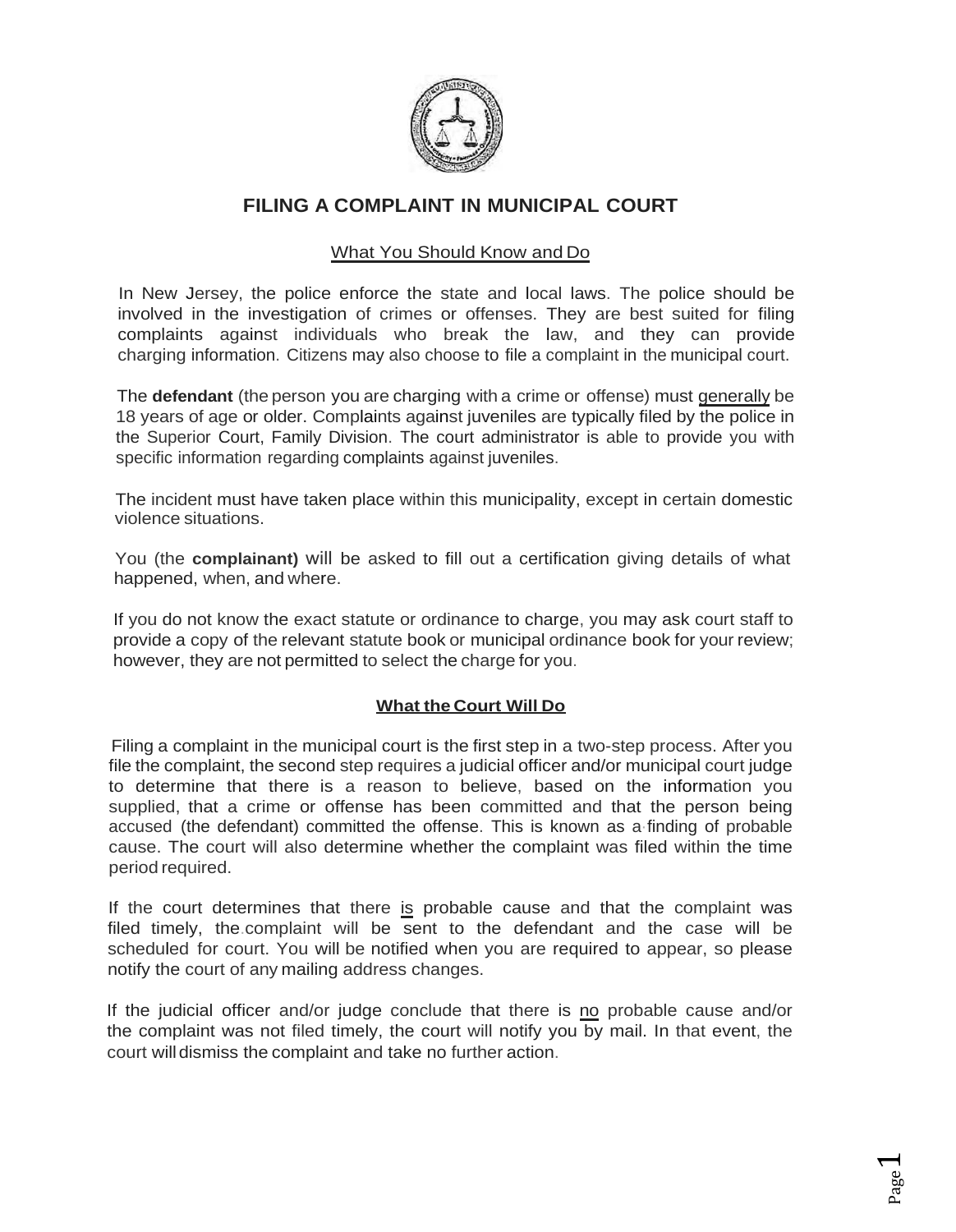# FILING A COMPLAINT IN MUNICIPAL COURT

What You Should Know and Do

In New Jersey, the police enforce the state and local laws. The police should be involved in the investigation of crimes or offenses. They are best suited for filing complaints against individuals who break the law, and they can provide charging information. Citizens may also choose to file a complaint in the municipal court.

The **defendant** (the person you are charging with a crime or offense) must generally be 18 years of age or older. Complaints against juveniles are typically filed by the police in the Superior Court, Family Division. The court administrator is able to provide you with specific information regarding complaints against juveniles.

The incident must have taken place within this municipality, except in certain domestic violence situations.

You (the **complainant)** will be asked to fill out a certification giving details of what happened, when, and where.

If you do not know the exact statute or ordinance to charge, you may ask court staff to provide a copy of the relevant statute book or municipal ordinance book for your review; however, they are not permitted to select the charge for you.

## What the Court Will Do

Filing a complaint in the municipal court is the first step in a two-step process. After you file the complaint, the second step requires a judicial officer and/or municipal court judge to determine that there is a reason to believe, based on the information you supplied, that a crime or offense has been committed and that the person being accused (the defendant) committed the offense. This is known as a finding of probable cause. The court will also determine whether the complaint was filed within the time period required.

If the court determines that there is probable cause and that the complaint was filed timely, the complaint will be sent to the defendant and the case will be scheduled for court. You will be notified when you are required to appear, so please notify the court of any mailing address changes.

If the judicial officer and/or judge conclude that there is no probable cause and/or the complaint was not filed timely, the court will notify you by mail. In that event, the court will dismiss the complaint and take no further action.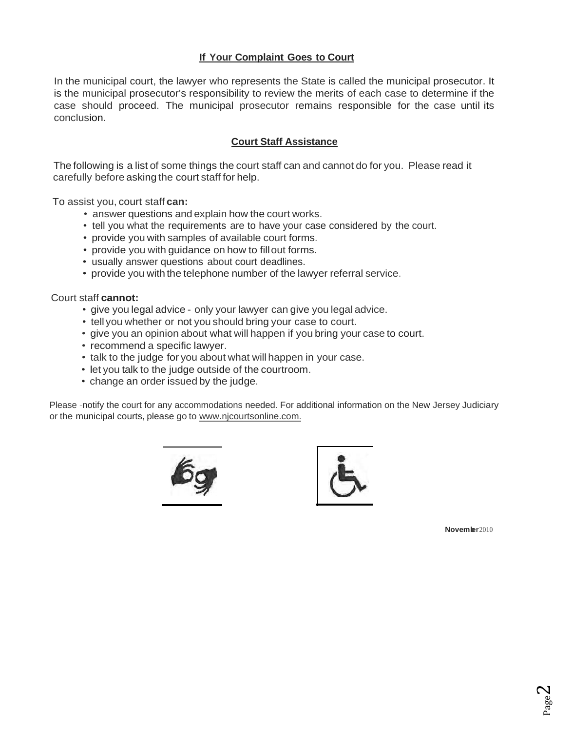## If Your Complaint Goes to Court

In the municipal court, the lawyer who represents the State is called the municipal prosecutor. It is the municipal prosecutor's responsibility to review the merits of each case to determine if the case should proceed. The municipal prosecutor remains responsible for the case until its conclusion.

## Court Staff Assistance

The following is a list of some things the court staff can and cannot do for you. Please read it carefully before asking the court staff for help.

To assist you, court staff **can:**

- answer questions and explain how the court works.
- tell you what the requirements are to have your case considered by the court.
- provide you with samples of available court forms.
- provide you with guidance on how to fill out forms.
- usually answer questions about court deadlines.
- provide you with the telephone number of the lawyer referral service.

Court staff **cannot:**

- give you legal advice - only your lawyer can give you legal advice.
- tell you whether or not you should bring your case to court.
- give you an opinion about what will happen if you bring your case to court.
- recommend a specific lawyer.
- talk to the judge for you about what will happen in your case.
- let you talk to the judge outside of the courtroom.
- change an order issued by the judge.

Please notify the court for any accommodations needed. For additional information on the New Jersey Judiciary or the municipal courts, please go to www.njcourtsonline.com.

**November** 2010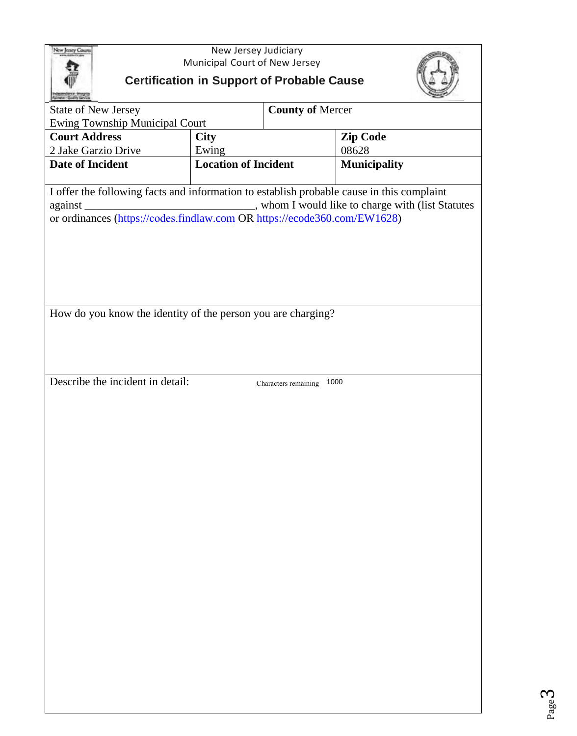New Jersey Judiciary
Municipal Court of New Jersey

## Certification in Support of Probable Cause

| State of New Jersey<br>Ewing Township Municipal Court | | **County of** Mercer |
|---|---|---|
| **Court Address**<br>2 Jake Garzio Drive | **City**<br>Ewing | **Zip Code**<br>08628 |
| **Date of Incident** | **Location of Incident** | **Municipality** |

I offer the following facts and information to establish probable cause in this complaint against ______________________________, whom I would like to charge with (list Statutes or ordinances (https://codes.findlaw.com OR https://ecode360.com/EW1628)

How do you know the identity of the person you are charging?

Describe the incident in detail: Characters remaining 1000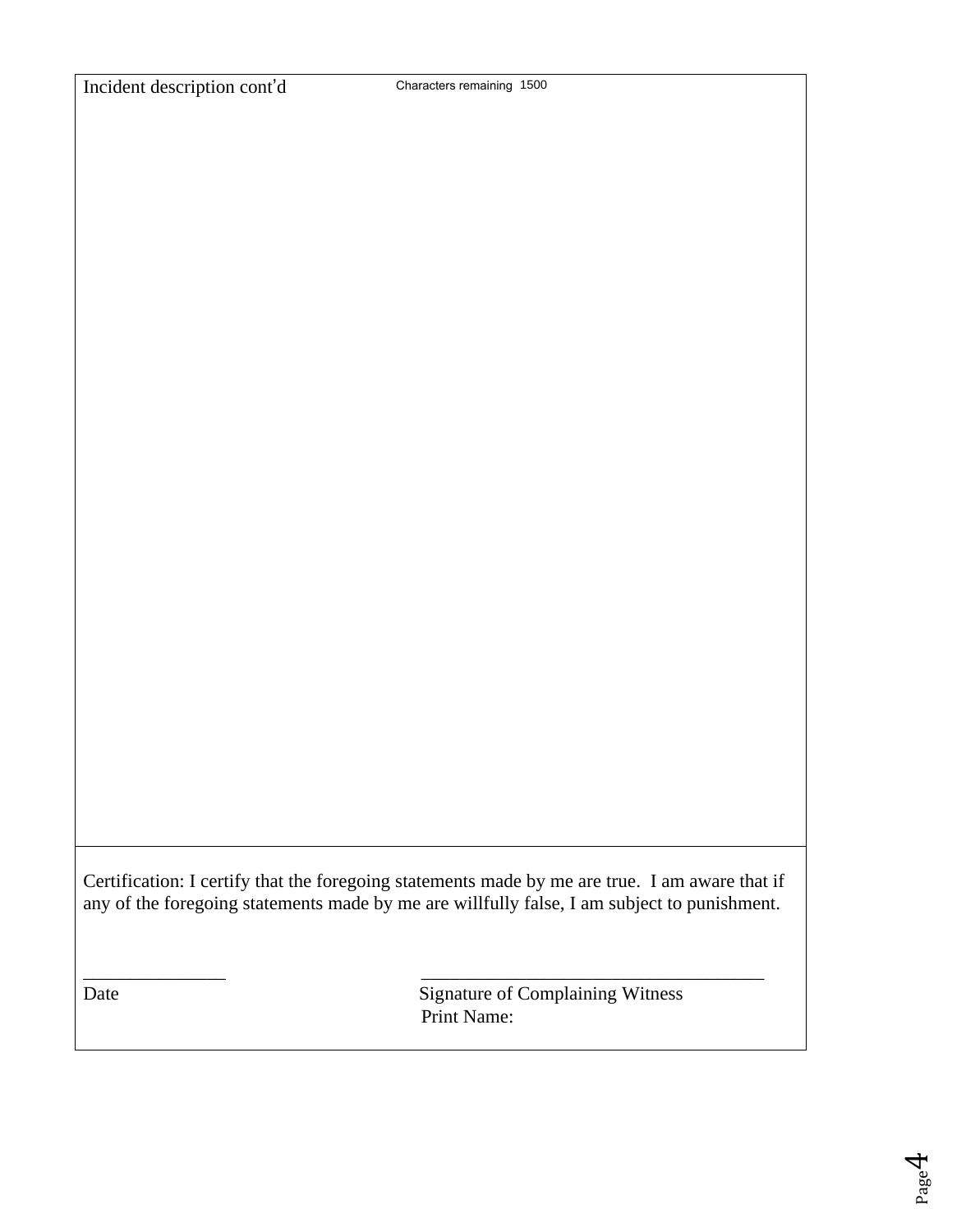Incident description cont'd Characters remaining 1500

Certification: I certify that the foregoing statements made by me are true. I am aware that if any of the foregoing statements made by me are willfully false, I am subject to punishment.

_______________ _____________________________________

Date Signature of Complaining Witness

Print Name: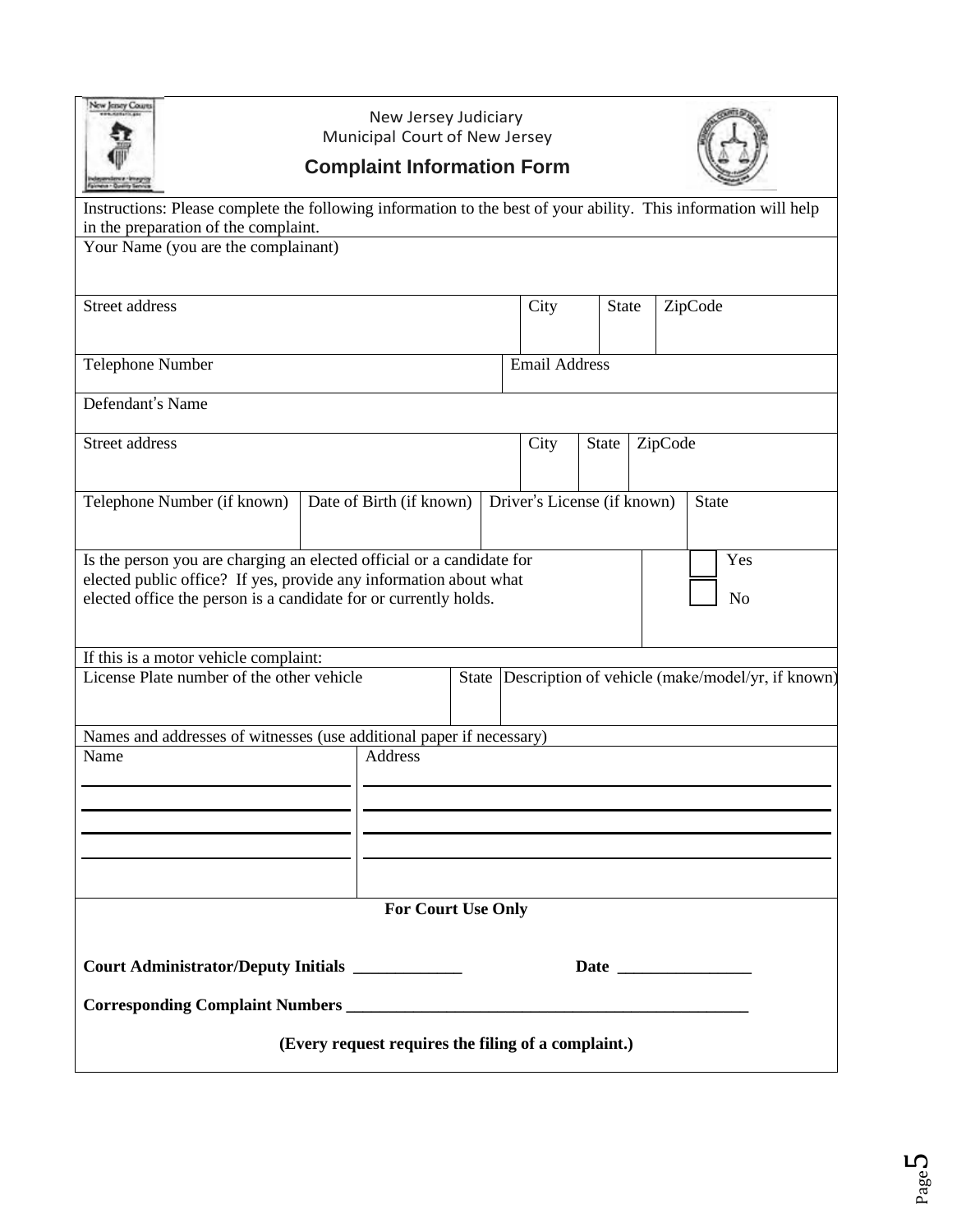New Jersey Judiciary
Municipal Court of New Jersey

# Complaint Information Form

Instructions: Please complete the following information to the best of your ability. This information will help in the preparation of the complaint.

| | | | | |
|---|---|---|---|---|
| Your Name (you are the complainant) | | | | |
| Street address | | City | State | ZipCode |
| Telephone Number | | Email Address | | |
| Defendant's Name | | | | |
| Street address | | City | State | ZipCode |
| Telephone Number (if known) | Date of Birth (if known) | Driver's License (if known) | | State |

Is the person you are charging an elected official or a candidate for elected public office? If yes, provide any information about what elected office the person is a candidate for or currently holds.

☐ Yes

☐ No

If this is a motor vehicle complaint:

| License Plate number of the other vehicle | State | Description of vehicle (make/model/yr, if known) |
|---|---|---|
| | | |

Names and addresses of witnesses (use additional paper if necessary)

| Name | Address |
|---|---|
| ______________________ | ________________________________________ |
| ______________________ | ________________________________________ |
| ______________________ | ________________________________________ |
| ______________________ | ________________________________________ |

**For Court Use Only**

**Court Administrator/Deputy Initials** _____________ **Date** ________________

**Corresponding Complaint Numbers** ________________________________________________

**(Every request requires the filing of a complaint.)**